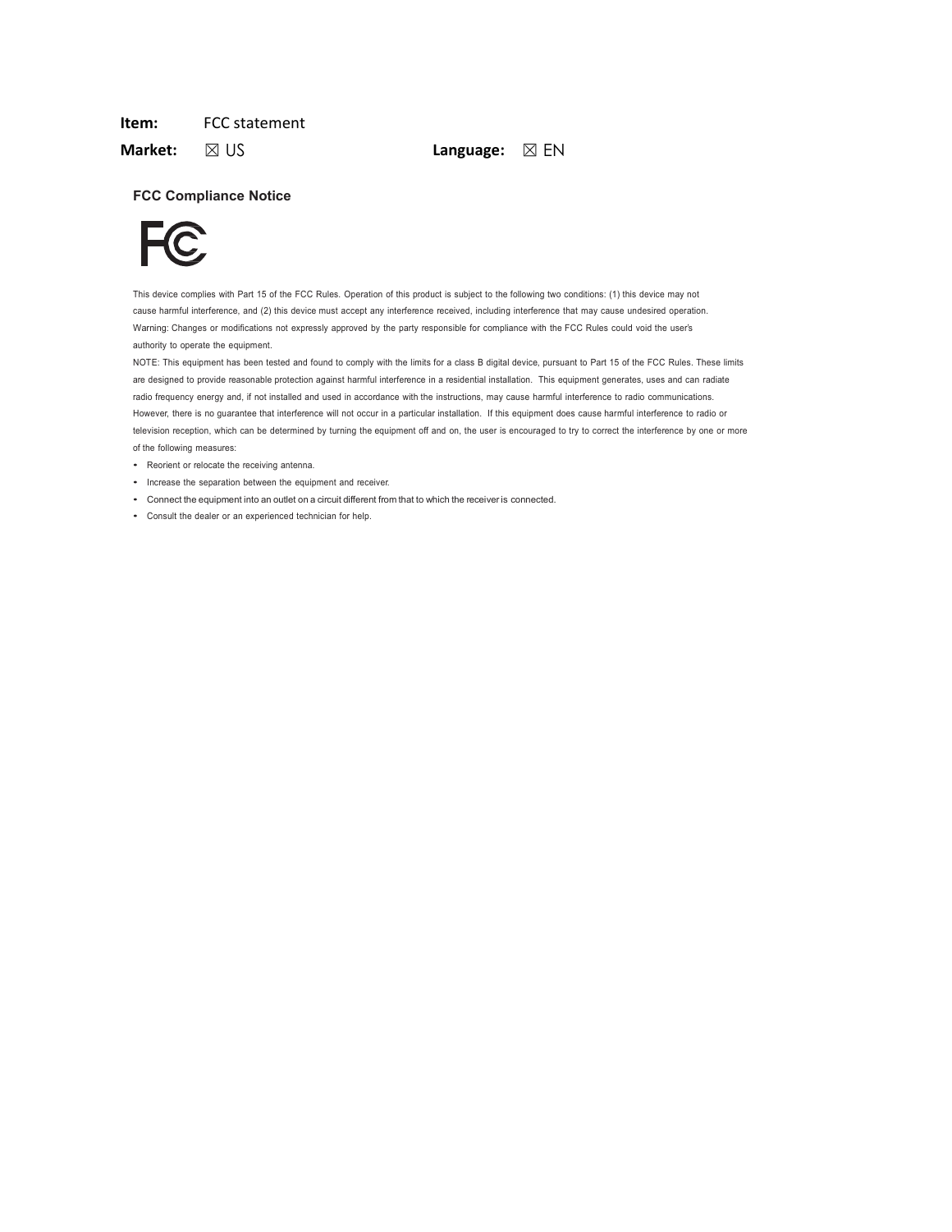**Item:** FCC statement

**Market:** ☒ US **Language:** ☒ EN

## FCC Compliance Notice

This device complies with Part 15 of the FCC Rules. Operation of this product is subject to the following two conditions: (1) this device may not cause harmful interference, and (2) this device must accept any interference received, including interference that may cause undesired operation.

Warning: Changes or modifications not expressly approved by the party responsible for compliance with the FCC Rules could void the user's authority to operate the equipment.

NOTE: This equipment has been tested and found to comply with the limits for a class B digital device, pursuant to Part 15 of the FCC Rules. These limits are designed to provide reasonable protection against harmful interference in a residential installation. This equipment generates, uses and can radiate radio frequency energy and, if not installed and used in accordance with the instructions, may cause harmful interference to radio communications. However, there is no guarantee that interference will not occur in a particular installation. If this equipment does cause harmful interference to radio or television reception, which can be determined by turning the equipment off and on, the user is encouraged to try to correct the interference by one or more of the following measures:

- Reorient or relocate the receiving antenna.
- Increase the separation between the equipment and receiver.
- Connect the equipment into an outlet on a circuit different from that to which the receiver is connected.
- Consult the dealer or an experienced technician for help.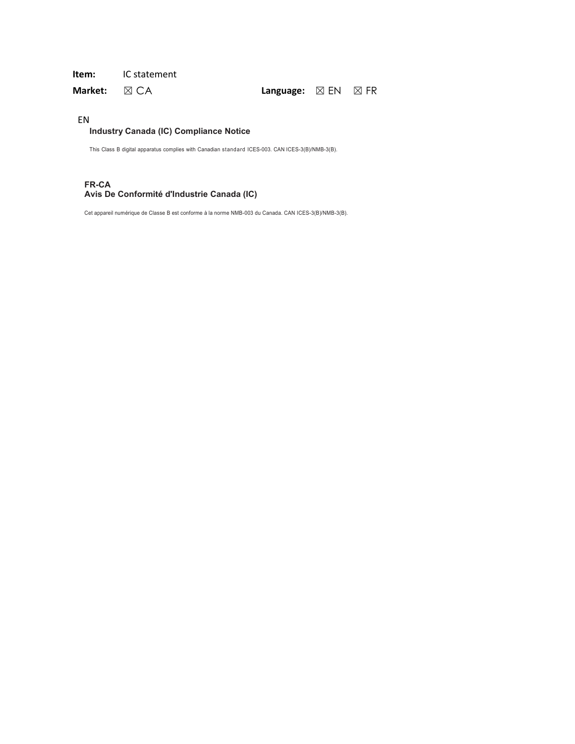**Item:** IC statement

**Market:** ☒ CA **Language:** ☒ EN ☒ FR

EN

**Industry Canada (IC) Compliance Notice**

This Class B digital apparatus complies with Canadian standard ICES-003. CAN ICES-3(B)/NMB-3(B).

**FR-CA**

**Avis De Conformité d'Industrie Canada (IC)**

Cet appareil numérique de Classe B est conforme à la norme NMB-003 du Canada. CAN ICES-3(B)/NMB-3(B).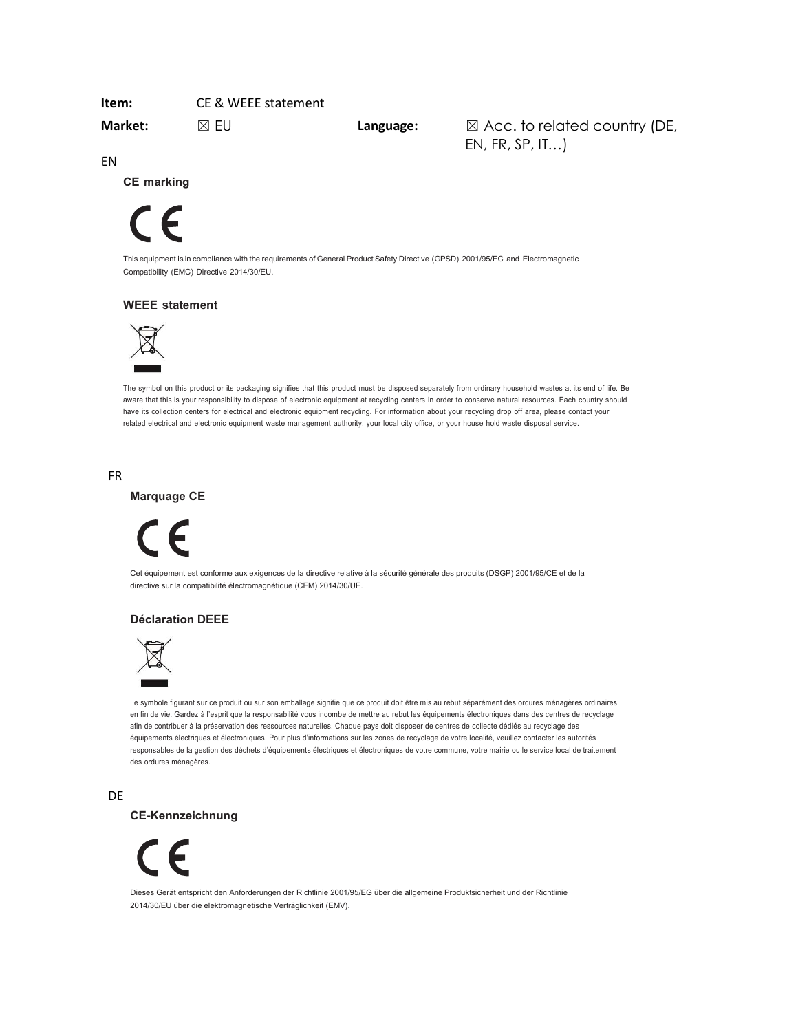**Item:** CE & WEEE statement

**Market:** ☒ EU **Language:** ☒ Acc. to related country (DE, EN, FR, SP, IT…)

EN

### CE marking

This equipment is in compliance with the requirements of General Product Safety Directive (GPSD) 2001/95/EC and Electromagnetic Compatibility (EMC) Directive 2014/30/EU.

### WEEE statement

The symbol on this product or its packaging signifies that this product must be disposed separately from ordinary household wastes at its end of life. Be aware that this is your responsibility to dispose of electronic equipment at recycling centers in order to conserve natural resources. Each country should have its collection centers for electrical and electronic equipment recycling. For information about your recycling drop off area, please contact your related electrical and electronic equipment waste management authority, your local city office, or your house hold waste disposal service.

FR

### Marquage CE

Cet équipement est conforme aux exigences de la directive relative à la sécurité générale des produits (DSGP) 2001/95/CE et de la directive sur la compatibilité électromagnétique (CEM) 2014/30/UE.

### Déclaration DEEE

Le symbole figurant sur ce produit ou sur son emballage signifie que ce produit doit être mis au rebut séparément des ordures ménagères ordinaires en fin de vie. Gardez à l'esprit que la responsabilité vous incombe de mettre au rebut les équipements électroniques dans des centres de recyclage afin de contribuer à la préservation des ressources naturelles. Chaque pays doit disposer de centres de collecte dédiés au recyclage des équipements électriques et électroniques. Pour plus d'informations sur les zones de recyclage de votre localité, veuillez contacter les autorités responsables de la gestion des déchets d'équipements électriques et électroniques de votre commune, votre mairie ou le service local de traitement des ordures ménagères.

DE

### CE-Kennzeichnung

Dieses Gerät entspricht den Anforderungen der Richtlinie 2001/95/EG über die allgemeine Produktsicherheit und der Richtlinie 2014/30/EU über die elektromagnetische Verträglichkeit (EMV).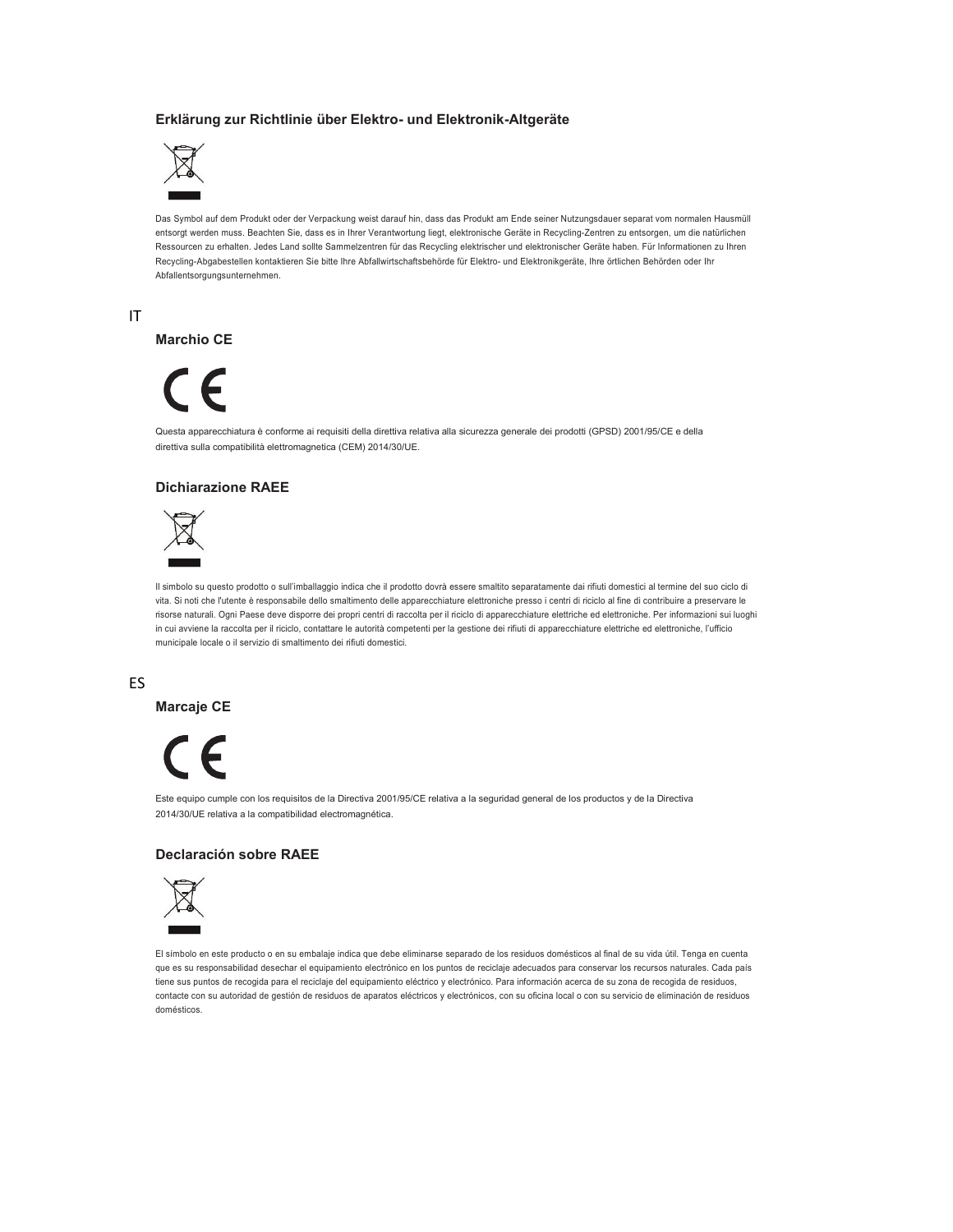### Erklärung zur Richtlinie über Elektro- und Elektronik-Altgeräte

Das Symbol auf dem Produkt oder der Verpackung weist darauf hin, dass das Produkt am Ende seiner Nutzungsdauer separat vom normalen Hausmüll entsorgt werden muss. Beachten Sie, dass es in Ihrer Verantwortung liegt, elektronische Geräte in Recycling-Zentren zu entsorgen, um die natürlichen Ressourcen zu erhalten. Jedes Land sollte Sammelzentren für das Recycling elektrischer und elektronischer Geräte haben. Für Informationen zu Ihren Recycling-Abgabestellen kontaktieren Sie bitte Ihre Abfallwirtschaftsbehörde für Elektro- und Elektronikgeräte, Ihre örtlichen Behörden oder Ihr Abfallentsorgungsunternehmen.

## IT

### Marchio CE

Questa apparecchiatura è conforme ai requisiti della direttiva relativa alla sicurezza generale dei prodotti (GPSD) 2001/95/CE e della direttiva sulla compatibilità elettromagnetica (CEM) 2014/30/UE.

### Dichiarazione RAEE

Il simbolo su questo prodotto o sull'imballaggio indica che il prodotto dovrà essere smaltito separatamente dai rifiuti domestici al termine del suo ciclo di vita. Si noti che l'utente è responsabile dello smaltimento delle apparecchiature elettroniche presso i centri di riciclo al fine di contribuire a preservare le risorse naturali. Ogni Paese deve disporre dei propri centri di raccolta per il riciclo di apparecchiature elettriche ed elettroniche. Per informazioni sui luoghi in cui avviene la raccolta per il riciclo, contattare le autorità competenti per la gestione dei rifiuti di apparecchiature elettriche ed elettroniche, l'ufficio municipale locale o il servizio di smaltimento dei rifiuti domestici.

## ES

### Marcaje CE

Este equipo cumple con los requisitos de la Directiva 2001/95/CE relativa a la seguridad general de los productos y de la Directiva 2014/30/UE relativa a la compatibilidad electromagnética.

### Declaración sobre RAEE

El símbolo en este producto o en su embalaje indica que debe eliminarse separado de los residuos domésticos al final de su vida útil. Tenga en cuenta que es su responsabilidad desechar el equipamiento electrónico en los puntos de reciclaje adecuados para conservar los recursos naturales. Cada país tiene sus puntos de recogida para el reciclaje del equipamiento eléctrico y electrónico. Para información acerca de su zona de recogida de residuos, contacte con su autoridad de gestión de residuos de aparatos eléctricos y electrónicos, con su oficina local o con su servicio de eliminación de residuos domésticos.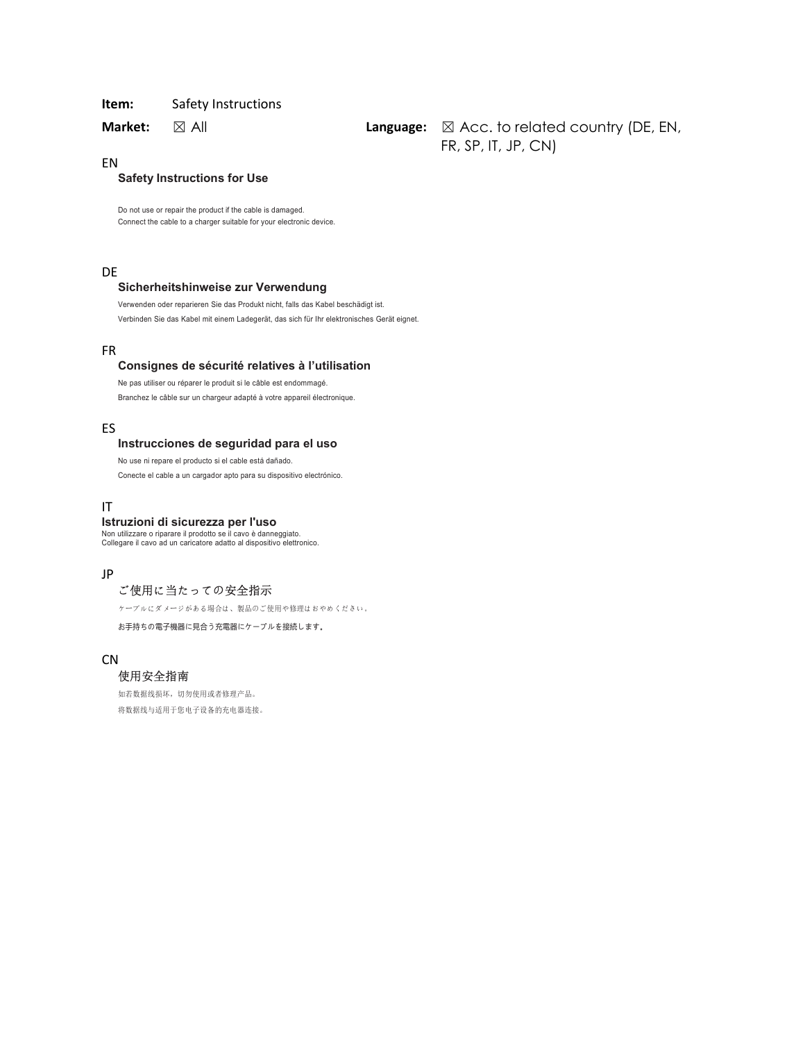**Item:** Safety Instructions

**Market:** ☒ All

**Language:** ☒ Acc. to related country (DE, EN, FR, SP, IT, JP, CN)

EN

### Safety Instructions for Use

Do not use or repair the product if the cable is damaged.
Connect the cable to a charger suitable for your electronic device.

DE

### Sicherheitshinweise zur Verwendung

Verwenden oder reparieren Sie das Produkt nicht, falls das Kabel beschädigt ist.

Verbinden Sie das Kabel mit einem Ladegerät, das sich für Ihr elektronisches Gerät eignet.

FR

### Consignes de sécurité relatives à l'utilisation

Ne pas utiliser ou réparer le produit si le câble est endommagé.

Branchez le câble sur un chargeur adapté à votre appareil électronique.

ES

### Instrucciones de seguridad para el uso

No use ni repare el producto si el cable está dañado.

Conecte el cable a un cargador apto para su dispositivo electrónico.

IT

### Istruzioni di sicurezza per l'uso

Non utilizzare o riparare il prodotto se il cavo è danneggiato.
Collegare il cavo ad un caricatore adatto al dispositivo elettronico.

JP

### ご使用に当たっての安全指示

ケーブルにダメージがある場合は、製品のご使用や修理はおやめください。

お手持ちの電子機器に見合う充電器にケーブルを接続します。

CN

### 使用安全指南

如若数据线损坏，切勿使用或者修理产品。

将数据线与适用于您电子设备的充电器连接。